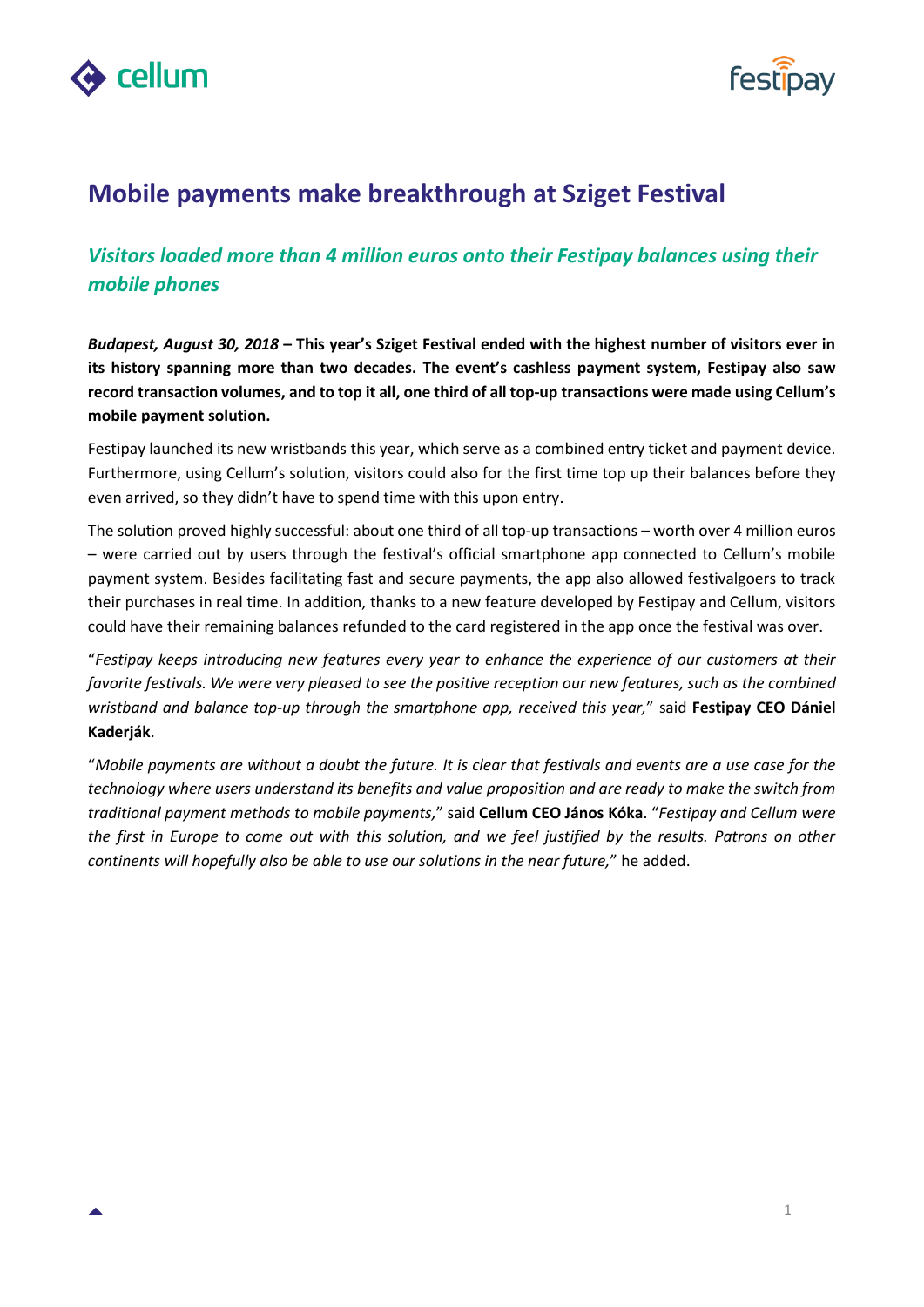# Mobile payments make breakthrough at Sziget Festival

## *Visitors loaded more than 4 million euros onto their Festipay balances using their mobile phones*

***Budapest, August 30, 2018* – This year's Sziget Festival ended with the highest number of visitors ever in its history spanning more than two decades. The event's cashless payment system, Festipay also saw record transaction volumes, and to top it all, one third of all top-up transactions were made using Cellum's mobile payment solution.**

Festipay launched its new wristbands this year, which serve as a combined entry ticket and payment device. Furthermore, using Cellum's solution, visitors could also for the first time top up their balances before they even arrived, so they didn't have to spend time with this upon entry.

The solution proved highly successful: about one third of all top-up transactions – worth over 4 million euros – were carried out by users through the festival's official smartphone app connected to Cellum's mobile payment system. Besides facilitating fast and secure payments, the app also allowed festivalgoers to track their purchases in real time. In addition, thanks to a new feature developed by Festipay and Cellum, visitors could have their remaining balances refunded to the card registered in the app once the festival was over.

"*Festipay keeps introducing new features every year to enhance the experience of our customers at their favorite festivals. We were very pleased to see the positive reception our new features, such as the combined wristband and balance top-up through the smartphone app, received this year,*" said **Festipay CEO Dániel Kaderják**.

"*Mobile payments are without a doubt the future. It is clear that festivals and events are a use case for the technology where users understand its benefits and value proposition and are ready to make the switch from traditional payment methods to mobile payments,*" said **Cellum CEO János Kóka**. "*Festipay and Cellum were the first in Europe to come out with this solution, and we feel justified by the results. Patrons on other continents will hopefully also be able to use our solutions in the near future,*" he added.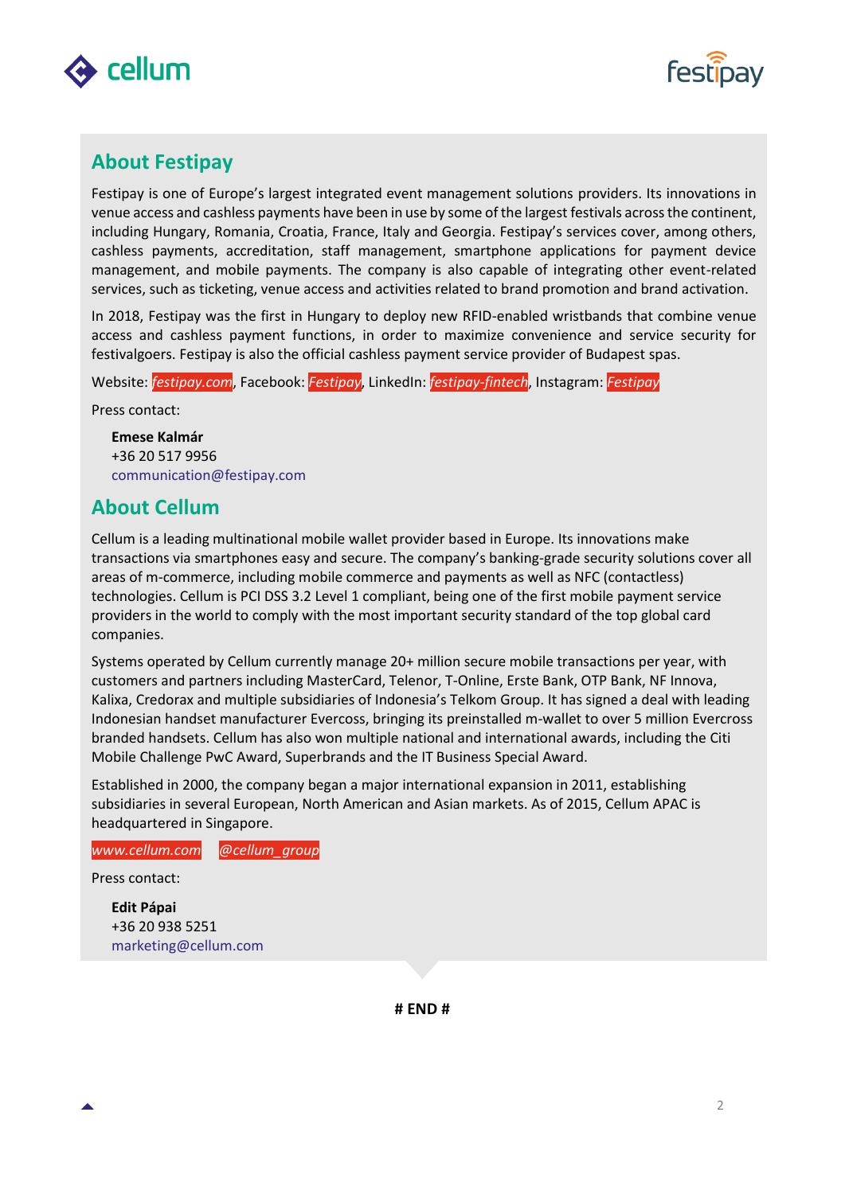## About Festipay

Festipay is one of Europe's largest integrated event management solutions providers. Its innovations in venue access and cashless payments have been in use by some of the largest festivals across the continent, including Hungary, Romania, Croatia, France, Italy and Georgia. Festipay's services cover, among others, cashless payments, accreditation, staff management, smartphone applications for payment device management, and mobile payments. The company is also capable of integrating other event-related services, such as ticketing, venue access and activities related to brand promotion and brand activation.

In 2018, Festipay was the first in Hungary to deploy new RFID-enabled wristbands that combine venue access and cashless payment functions, in order to maximize convenience and service security for festivalgoers. Festipay is also the official cashless payment service provider of Budapest spas.

Website: *festipay.com*, Facebook: *Festipay*, LinkedIn: *festipay-fintech*, Instagram: *Festipay*

Press contact:

**Emese Kalmár**
+36 20 517 9956
communication@festipay.com

## About Cellum

Cellum is a leading multinational mobile wallet provider based in Europe. Its innovations make transactions via smartphones easy and secure. The company's banking-grade security solutions cover all areas of m-commerce, including mobile commerce and payments as well as NFC (contactless) technologies. Cellum is PCI DSS 3.2 Level 1 compliant, being one of the first mobile payment service providers in the world to comply with the most important security standard of the top global card companies.

Systems operated by Cellum currently manage 20+ million secure mobile transactions per year, with customers and partners including MasterCard, Telenor, T-Online, Erste Bank, OTP Bank, NF Innova, Kalixa, Credorax and multiple subsidiaries of Indonesia's Telkom Group. It has signed a deal with leading Indonesian handset manufacturer Evercoss, bringing its preinstalled m-wallet to over 5 million Evercross branded handsets. Cellum has also won multiple national and international awards, including the Citi Mobile Challenge PwC Award, Superbrands and the IT Business Special Award.

Established in 2000, the company began a major international expansion in 2011, establishing subsidiaries in several European, North American and Asian markets. As of 2015, Cellum APAC is headquartered in Singapore.

*www.cellum.com* *@cellum_group*

Press contact:

**Edit Pápai**
+36 20 938 5251
marketing@cellum.com

**# END #**